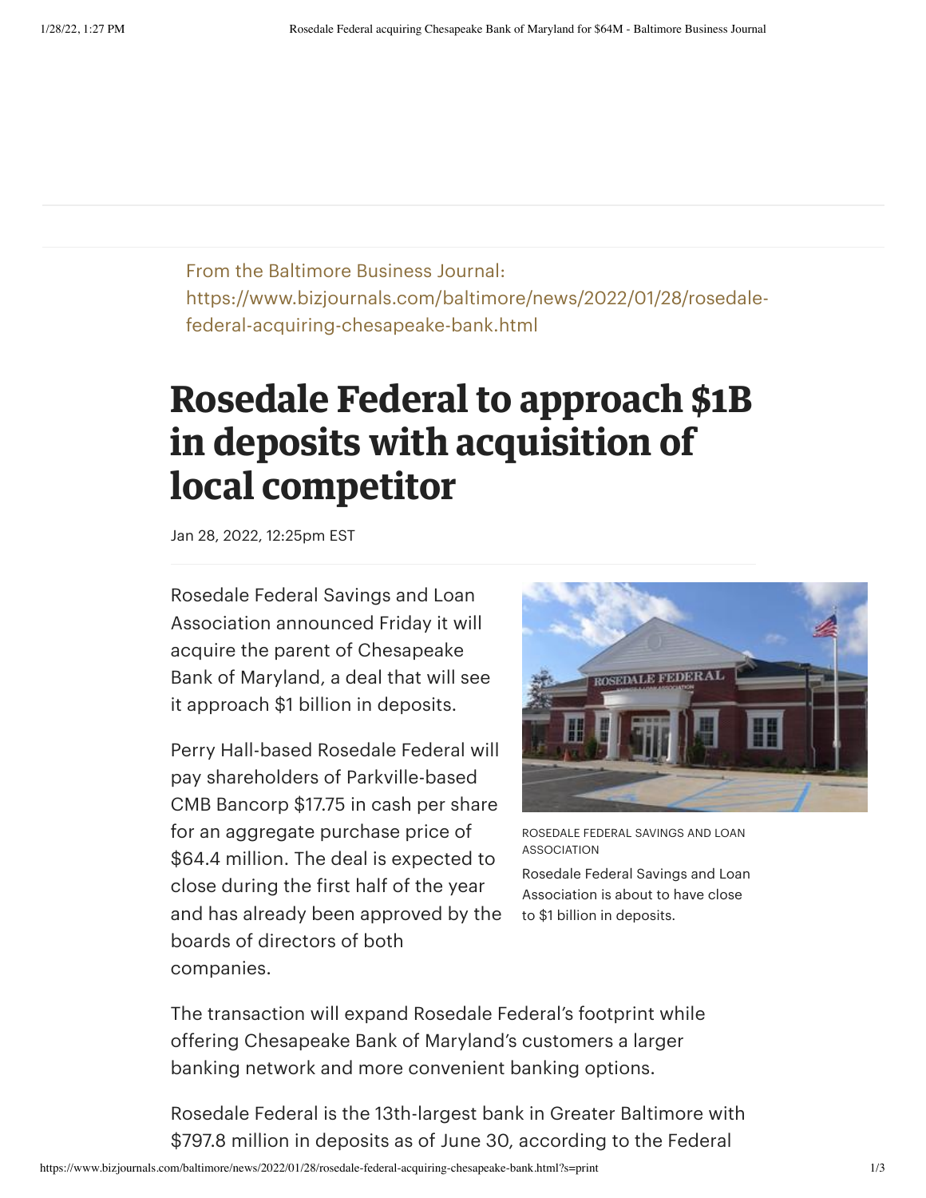From the Baltimore Business Journal:
https://www.bizjournals.com/baltimore/news/2022/01/28/rosedale-federal-acquiring-chesapeake-bank.html

# Rosedale Federal to approach $1B in deposits with acquisition of local competitor

Jan 28, 2022, 12:25pm EST

ROSEDALE FEDERAL SAVINGS AND LOAN ASSOCIATION

Rosedale Federal Savings and Loan Association is about to have close to $1 billion in deposits.

Rosedale Federal Savings and Loan Association announced Friday it will acquire the parent of Chesapeake Bank of Maryland, a deal that will see it approach $1 billion in deposits.

Perry Hall-based Rosedale Federal will pay shareholders of Parkville-based CMB Bancorp $17.75 in cash per share for an aggregate purchase price of $64.4 million. The deal is expected to close during the first half of the year and has already been approved by the boards of directors of both companies.

The transaction will expand Rosedale Federal's footprint while offering Chesapeake Bank of Maryland's customers a larger banking network and more convenient banking options.

Rosedale Federal is the 13th-largest bank in Greater Baltimore with $797.8 million in deposits as of June 30, according to the Federal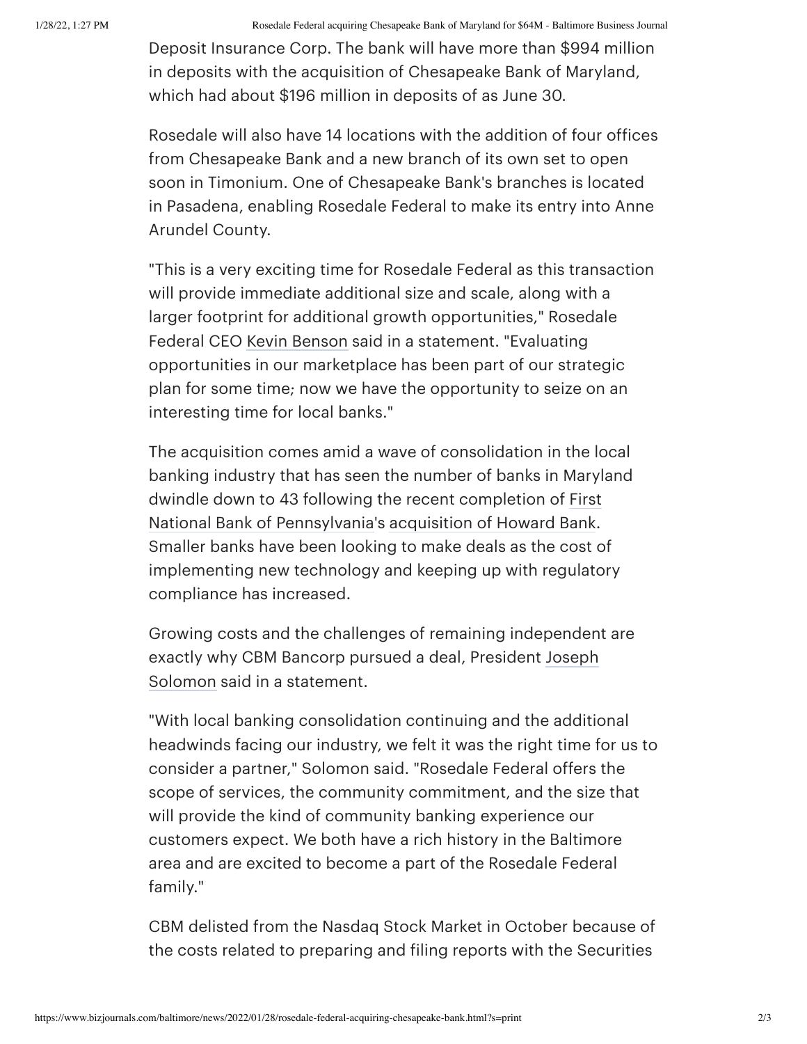Deposit Insurance Corp. The bank will have more than $994 million in deposits with the acquisition of Chesapeake Bank of Maryland, which had about $196 million in deposits of as June 30.

Rosedale will also have 14 locations with the addition of four offices from Chesapeake Bank and a new branch of its own set to open soon in Timonium. One of Chesapeake Bank's branches is located in Pasadena, enabling Rosedale Federal to make its entry into Anne Arundel County.

"This is a very exciting time for Rosedale Federal as this transaction will provide immediate additional size and scale, along with a larger footprint for additional growth opportunities," Rosedale Federal CEO Kevin Benson said in a statement. "Evaluating opportunities in our marketplace has been part of our strategic plan for some time; now we have the opportunity to seize on an interesting time for local banks."

The acquisition comes amid a wave of consolidation in the local banking industry that has seen the number of banks in Maryland dwindle down to 43 following the recent completion of First National Bank of Pennsylvania's acquisition of Howard Bank. Smaller banks have been looking to make deals as the cost of implementing new technology and keeping up with regulatory compliance has increased.

Growing costs and the challenges of remaining independent are exactly why CBM Bancorp pursued a deal, President Joseph Solomon said in a statement.

"With local banking consolidation continuing and the additional headwinds facing our industry, we felt it was the right time for us to consider a partner," Solomon said. "Rosedale Federal offers the scope of services, the community commitment, and the size that will provide the kind of community banking experience our customers expect. We both have a rich history in the Baltimore area and are excited to become a part of the Rosedale Federal family."

CBM delisted from the Nasdaq Stock Market in October because of the costs related to preparing and filing reports with the Securities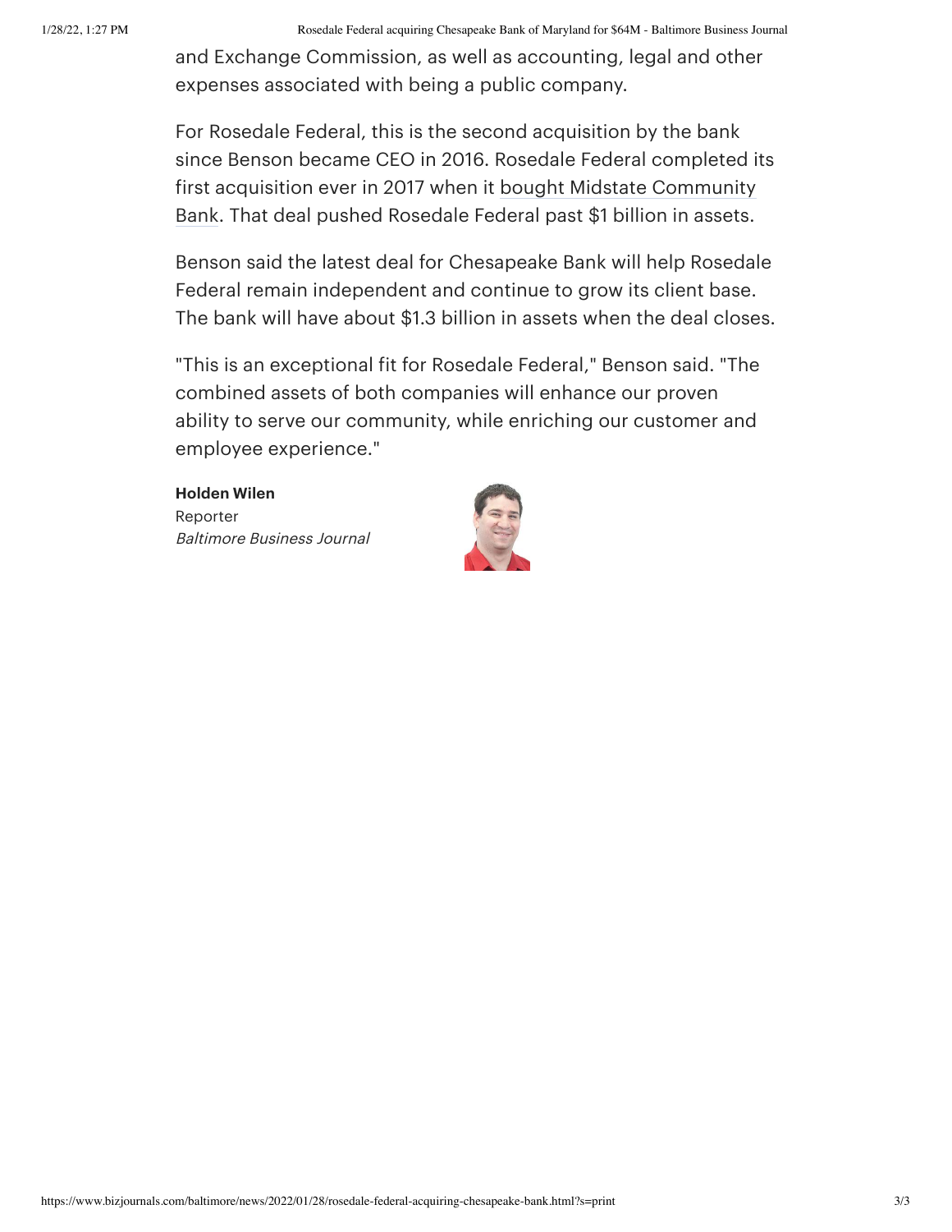and Exchange Commission, as well as accounting, legal and other expenses associated with being a public company.

For Rosedale Federal, this is the second acquisition by the bank since Benson became CEO in 2016. Rosedale Federal completed its first acquisition ever in 2017 when it bought Midstate Community Bank. That deal pushed Rosedale Federal past $1 billion in assets.

Benson said the latest deal for Chesapeake Bank will help Rosedale Federal remain independent and continue to grow its client base. The bank will have about $1.3 billion in assets when the deal closes.

"This is an exceptional fit for Rosedale Federal," Benson said. "The combined assets of both companies will enhance our proven ability to serve our community, while enriching our customer and employee experience."

**Holden Wilen**
Reporter
*Baltimore Business Journal*